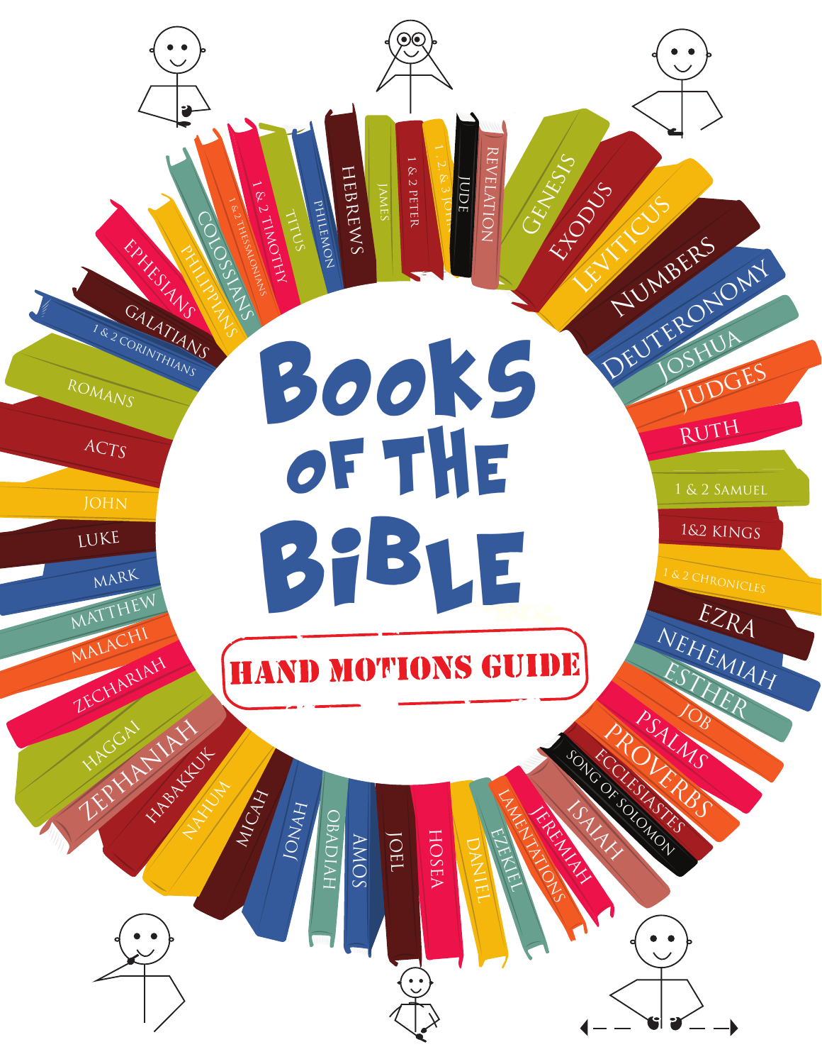# Books of the Bible

## HAND MOTIONS GUIDE

GENESIS
EXODUS
LEVITICUS
NUMBERS
DEUTERONOMY
JOSHUA
JUDGES
RUTH
1 & 2 SAMUEL
1&2 KINGS
1 & 2 CHRONICLES
EZRA
NEHEMIAH
ESTHER
JOB
PSALMS
PROVERBS
ECCLESIASTES
SONG OF SOLOMON
ISAIAH
JEREMIAH
LAMENTATIONS
EZEKIEL
DANIEL
HOSEA
JOEL
AMOS
OBADIAH
JONAH
MICAH
NAHUM
HABAKKUK
ZEPHANIAH
HAGGAI
ZECHARIAH
MALACHI
MATTHEW
MARK
LUKE
JOHN
ACTS
ROMANS
1 & 2 CORINTHIANS
GALATIANS
EPHESIANS
PHILIPPIANS
COLOSSIANS
1 & 2 THESSALONIANS
1 & 2 TIMOTHY
TITUS
PHILEMON
HEBREWS
JAMES
1 & 2 PETER
1, 2, & 3 JOHN
JUDE
REVELATION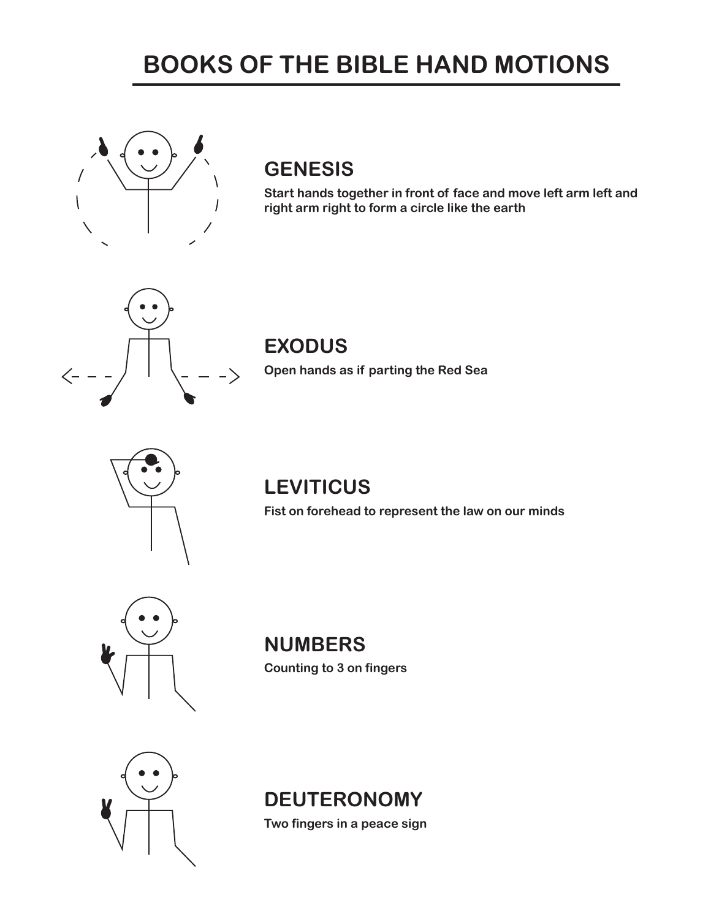# BOOKS OF THE BIBLE HAND MOTIONS

## GENESIS

**Start hands together in front of face and move left arm left and right arm right to form a circle like the earth**

## EXODUS

**Open hands as if parting the Red Sea**

## LEVITICUS

**Fist on forehead to represent the law on our minds**

## NUMBERS

**Counting to 3 on fingers**

## DEUTERONOMY

**Two fingers in a peace sign**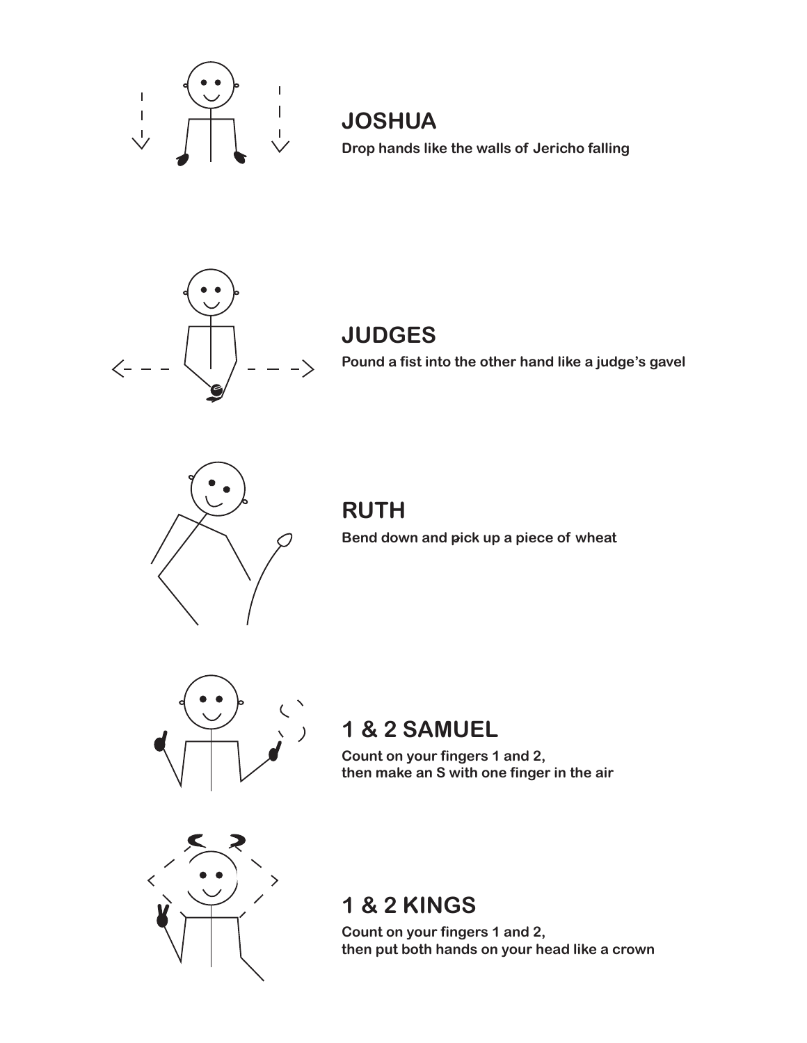## JOSHUA

**Drop hands like the walls of Jericho falling**

## JUDGES

**Pound a fist into the other hand like a judge's gavel**

## RUTH

**Bend down and pick up a piece of wheat**

## 1 & 2 SAMUEL

**Count on your fingers 1 and 2,**
**then make an S with one finger in the air**

## 1 & 2 KINGS

**Count on your fingers 1 and 2,**
**then put both hands on your head like a crown**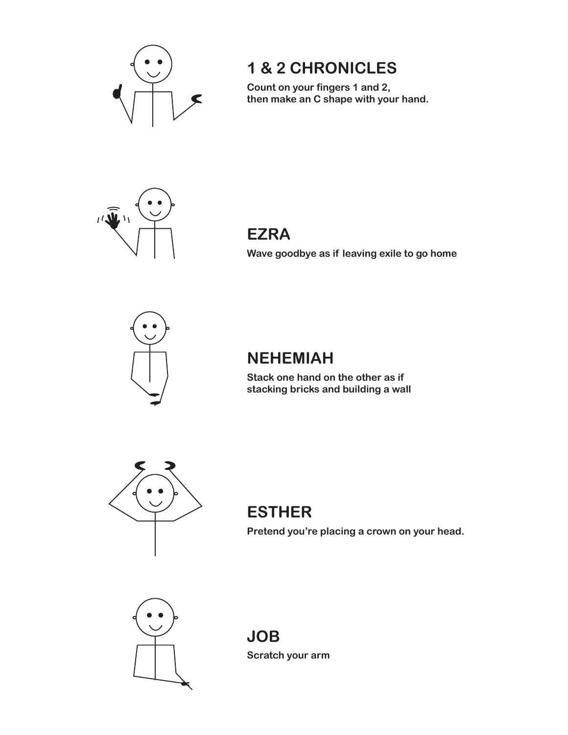## 1 & 2 CHRONICLES

**Count on your fingers 1 and 2, then make an C shape with your hand.**

## EZRA

**Wave goodbye as if leaving exile to go home**

## NEHEMIAH

**Stack one hand on the other as if stacking bricks and building a wall**

## ESTHER

**Pretend you're placing a crown on your head.**

## JOB

**Scratch your arm**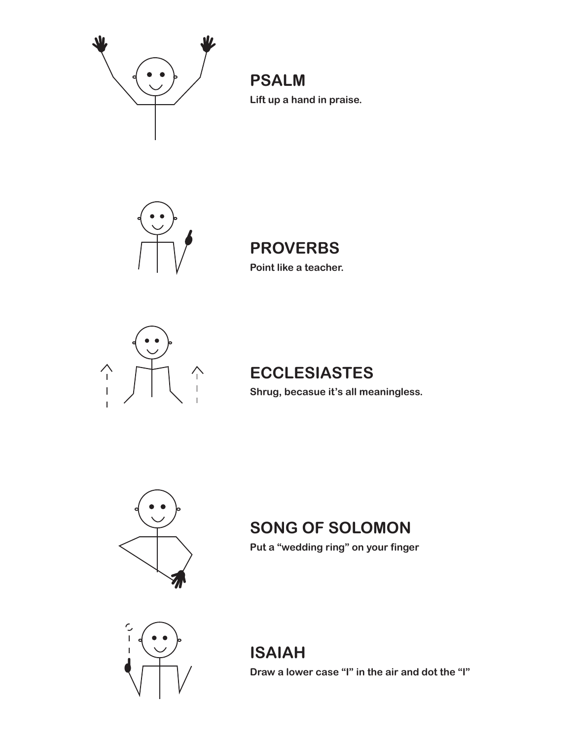## PSALM

**Lift up a hand in praise.**

## PROVERBS

**Point like a teacher.**

## ECCLESIASTES

**Shrug, becasue it's all meaningless.**

## SONG OF SOLOMON

**Put a "wedding ring" on your finger**

## ISAIAH

**Draw a lower case "I" in the air and dot the "I"**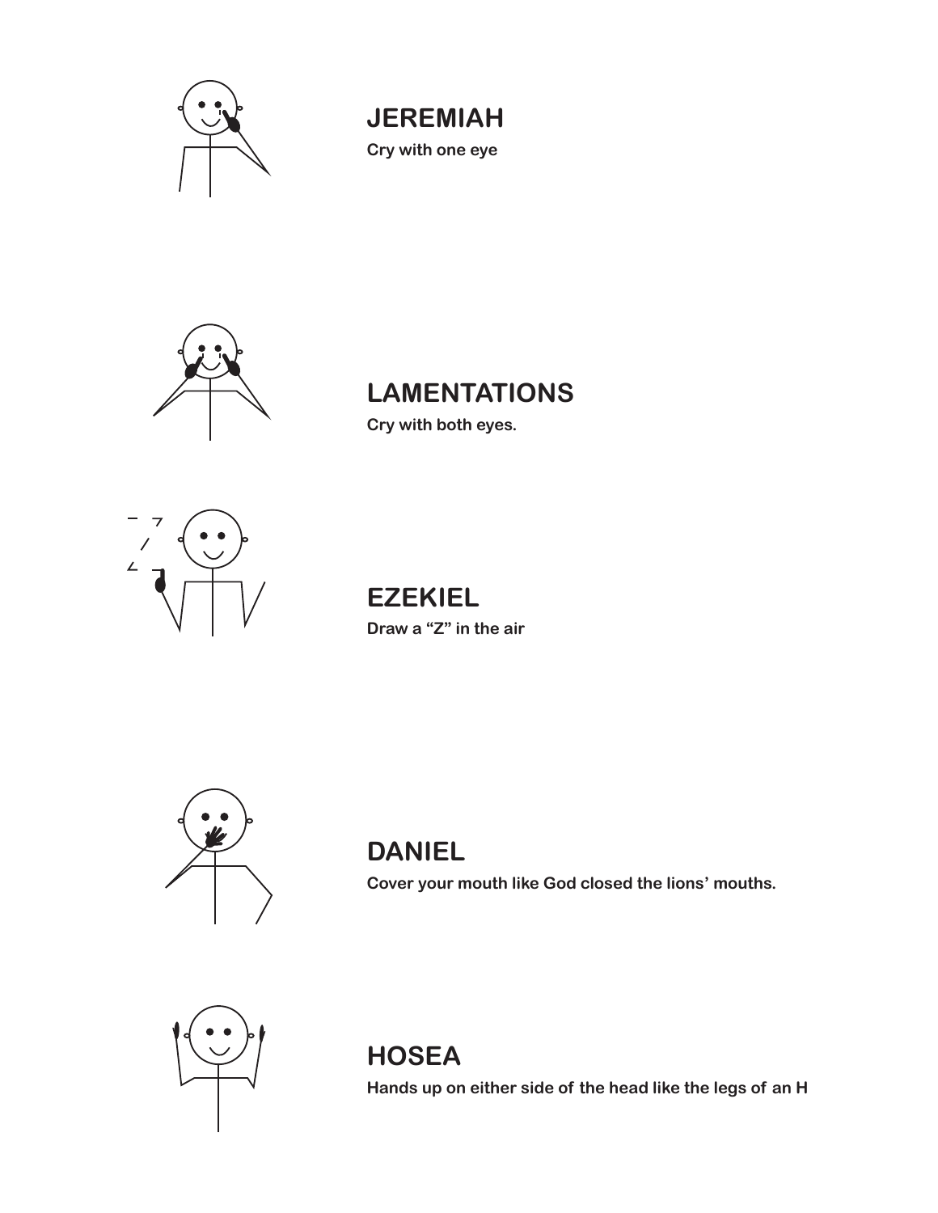## JEREMIAH

**Cry with one eye**

## LAMENTATIONS

**Cry with both eyes.**

## EZEKIEL

**Draw a "Z" in the air**

## DANIEL

**Cover your mouth like God closed the lions' mouths.**

## HOSEA

**Hands up on either side of the head like the legs of an H**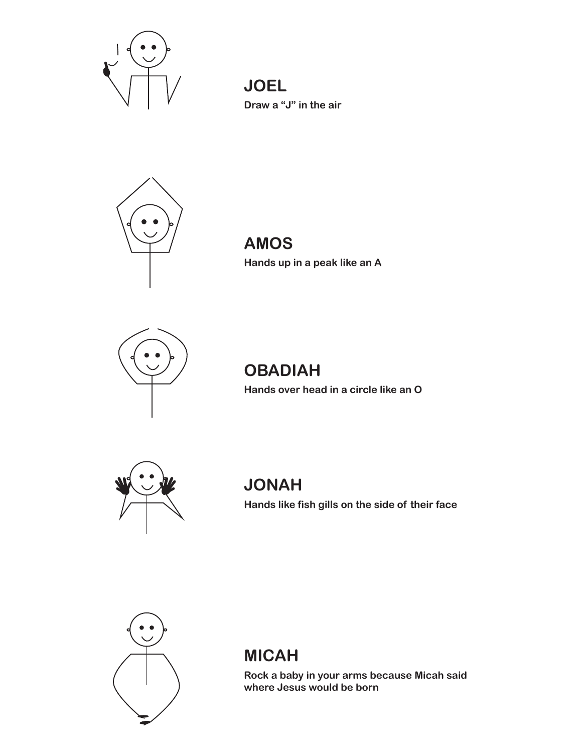## JOEL

**Draw a "J" in the air**

## AMOS

**Hands up in a peak like an A**

## OBADIAH

**Hands over head in a circle like an O**

## JONAH

**Hands like fish gills on the side of their face**

## MICAH

**Rock a baby in your arms because Micah said where Jesus would be born**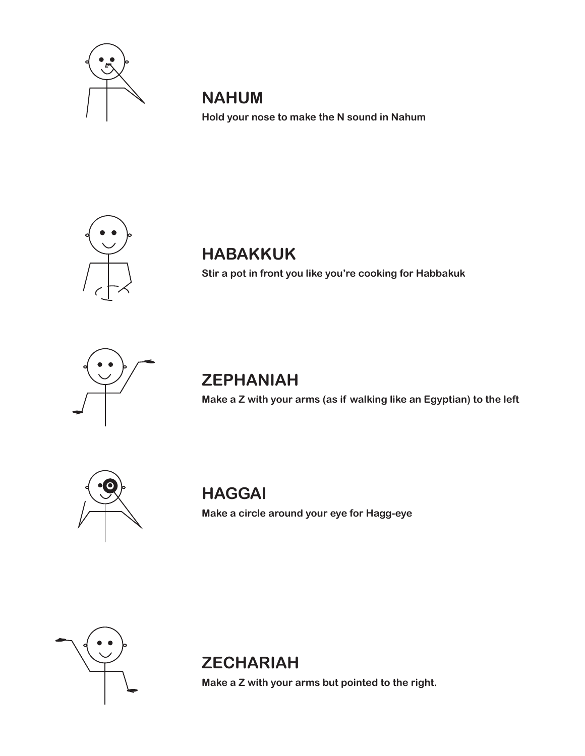## NAHUM

**Hold your nose to make the N sound in Nahum**

## HABAKKUK

**Stir a pot in front you like you're cooking for Habbakuk**

## ZEPHANIAH

**Make a Z with your arms (as if walking like an Egyptian) to the left**

## HAGGAI

**Make a circle around your eye for Hagg-eye**

## ZECHARIAH

**Make a Z with your arms but pointed to the right.**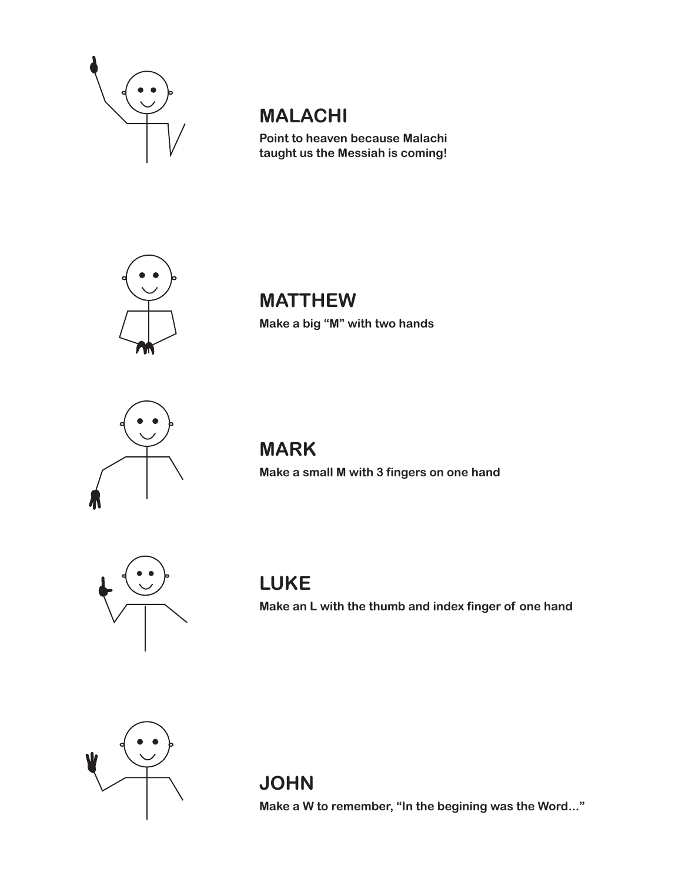## MALACHI

**Point to heaven because Malachi taught us the Messiah is coming!**

## MATTHEW

**Make a big “M” with two hands**

## MARK

**Make a small M with 3 fingers on one hand**

## LUKE

**Make an L with the thumb and index finger of one hand**

## JOHN

**Make a W to remember, “In the begining was the Word...”**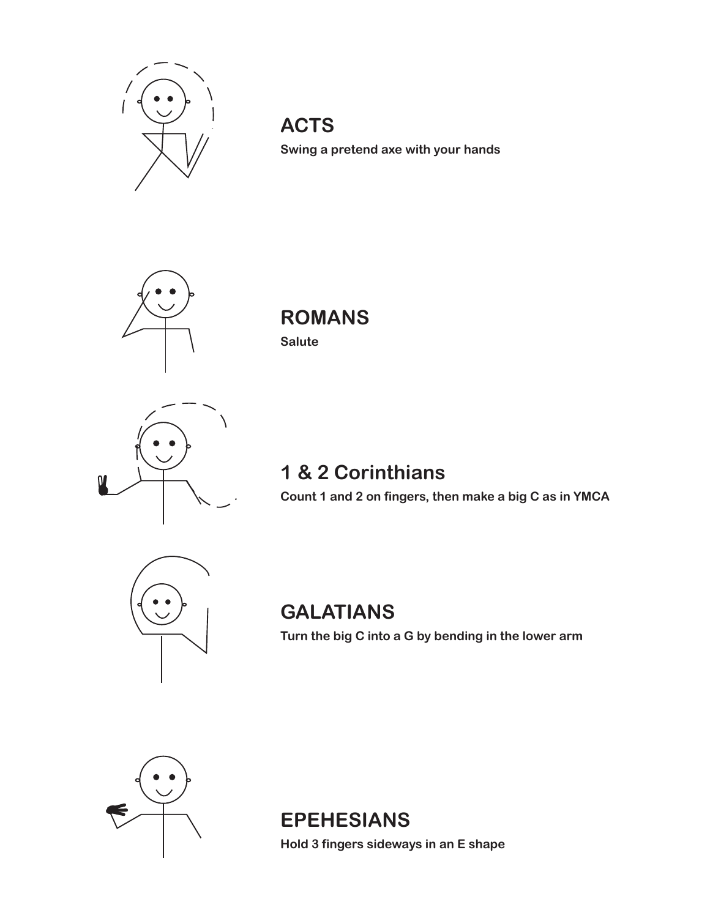## ACTS

**Swing a pretend axe with your hands**

## ROMANS

**Salute**

## 1 & 2 Corinthians

**Count 1 and 2 on fingers, then make a big C as in YMCA**

## GALATIANS

**Turn the big C into a G by bending in the lower arm**

## EPEHESIANS

**Hold 3 fingers sideways in an E shape**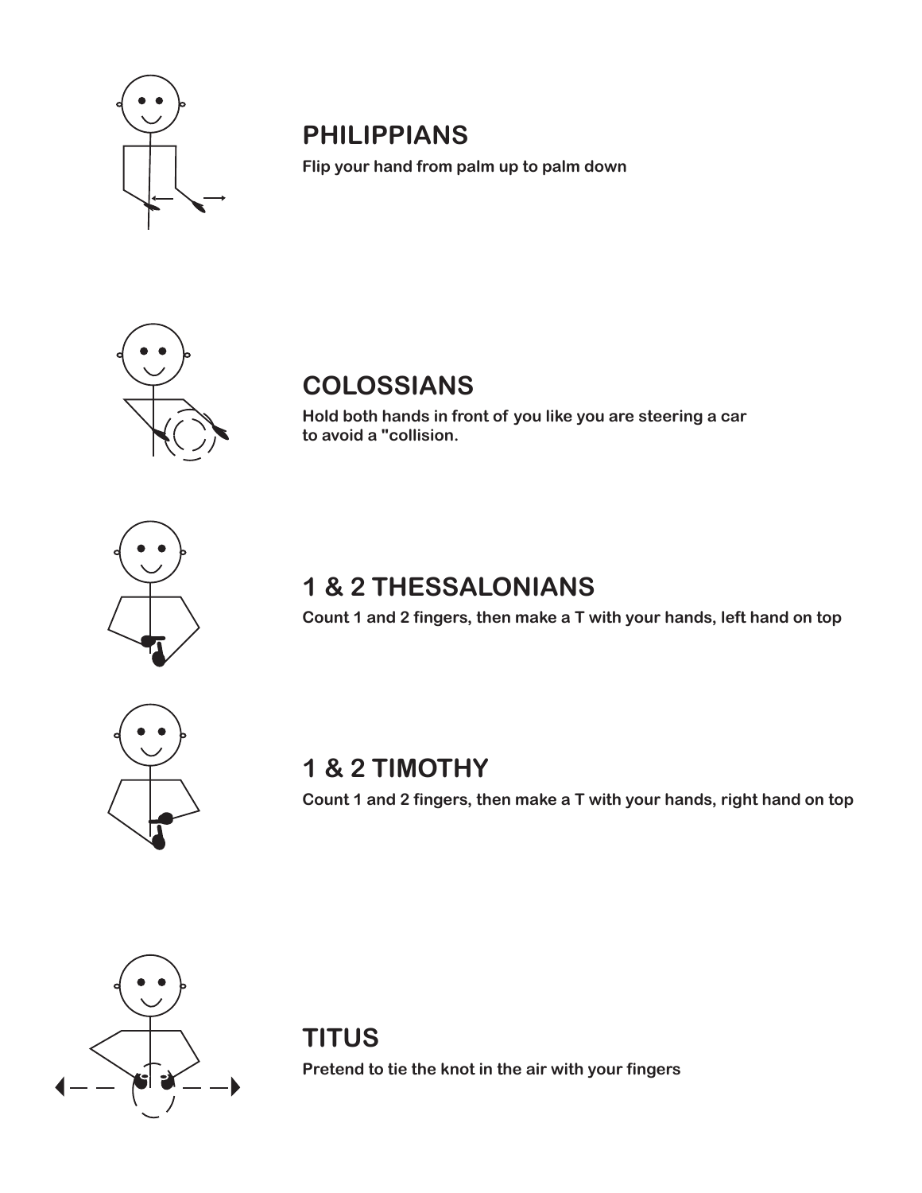## PHILIPPIANS

**Flip your hand from palm up to palm down**

## COLOSSIANS

**Hold both hands in front of you like you are steering a car to avoid a "collision.**

## 1 & 2 THESSALONIANS

**Count 1 and 2 fingers, then make a T with your hands, left hand on top**

## 1 & 2 TIMOTHY

**Count 1 and 2 fingers, then make a T with your hands, right hand on top**

## TITUS

**Pretend to tie the knot in the air with your fingers**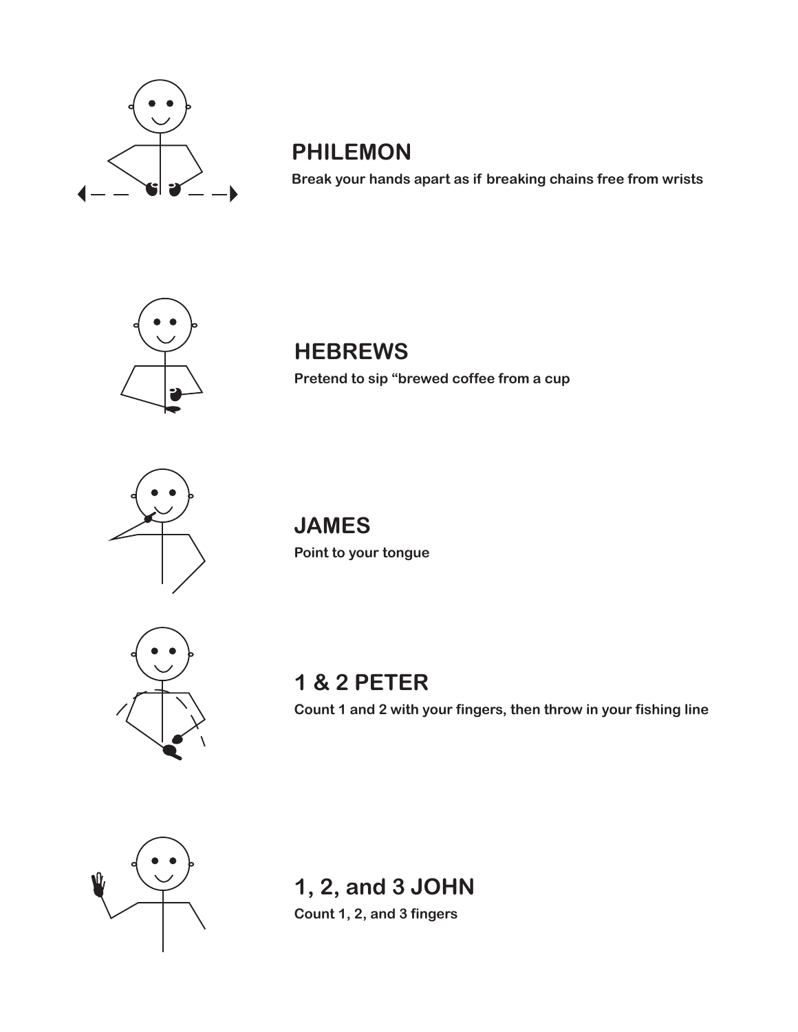## PHILEMON

**Break your hands apart as if breaking chains free from wrists**

## HEBREWS

**Pretend to sip “brewed coffee from a cup**

## JAMES

**Point to your tongue**

## 1 & 2 PETER

**Count 1 and 2 with your fingers, then throw in your fishing line**

## 1, 2, and 3 JOHN

**Count 1, 2, and 3 fingers**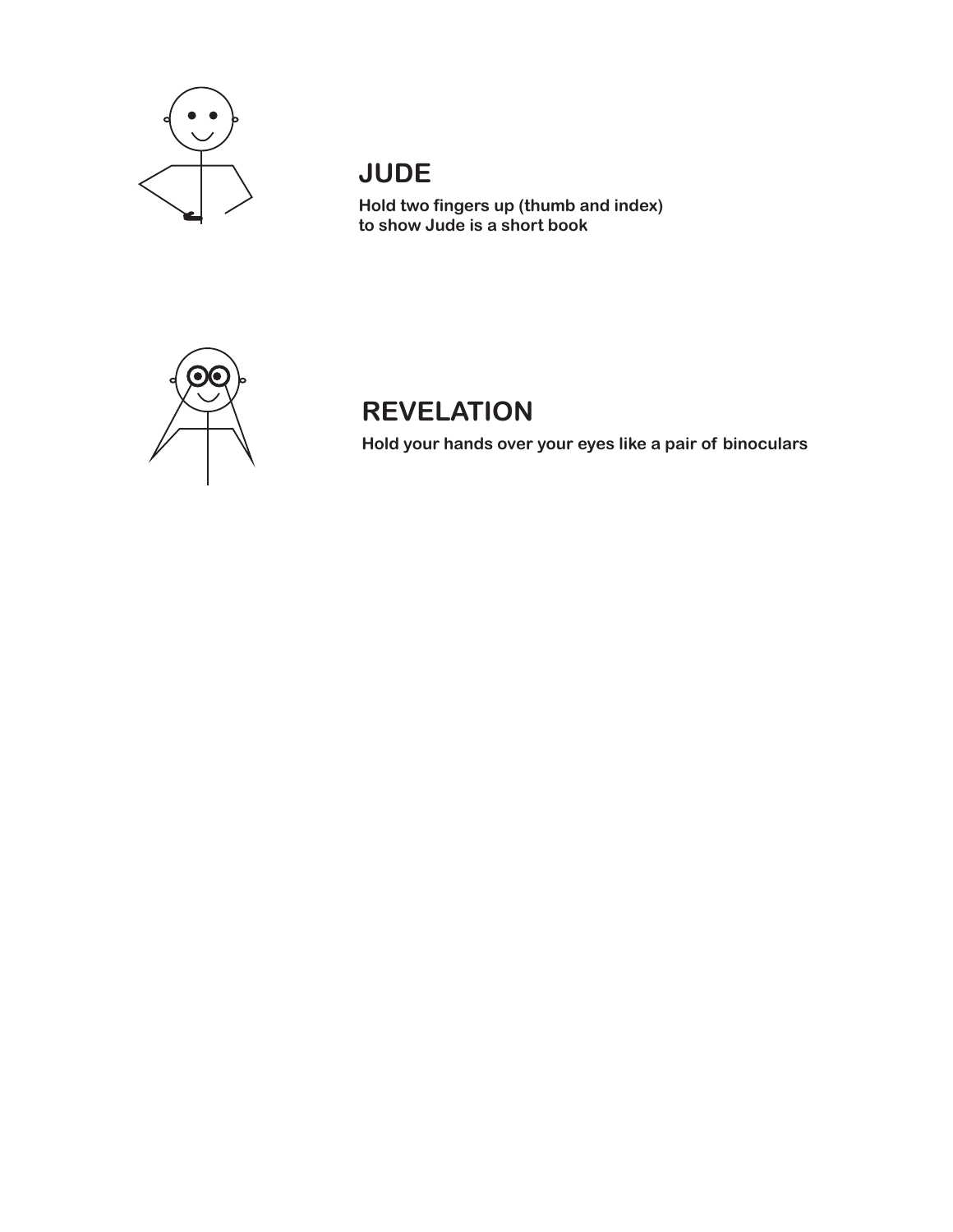## JUDE

**Hold two fingers up (thumb and index) to show Jude is a short book**

## REVELATION

**Hold your hands over your eyes like a pair of binoculars**